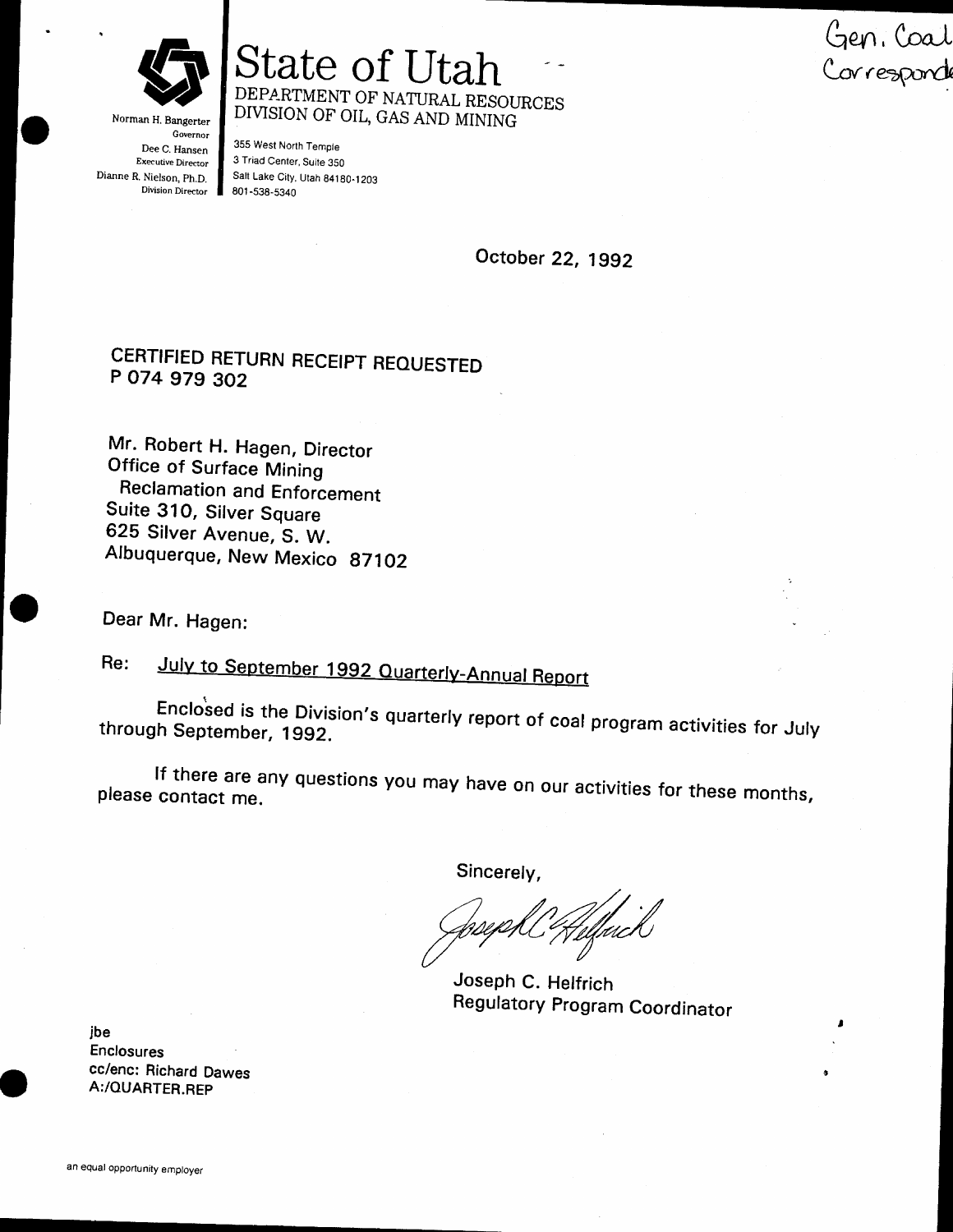Gen. Coal Correspond

# State of Utah

DEPARTMENT OF NATURAL RESOURCES
DIVISION OF OIL, GAS AND MINING

Norman H. Bangerter
Governor
Dee C. Hansen
Executive Director
Dianne R. Nielson, Ph.D.
Division Director

355 West North Temple
3 Triad Center, Suite 350
Salt Lake City, Utah 84180-1203
801-538-5340

October 22, 1992

CERTIFIED RETURN RECEIPT REQUESTED
P 074 979 302

Mr. Robert H. Hagen, Director
Office of Surface Mining
Reclamation and Enforcement
Suite 310, Silver Square
625 Silver Avenue, S. W.
Albuquerque, New Mexico 87102

Dear Mr. Hagen:

Re: July to September 1992 Quarterly-Annual Report

Enclosed is the Division's quarterly report of coal program activities for July through September, 1992.

If there are any questions you may have on our activities for these months, please contact me.

Sincerely,

Joseph C. Helfrich
Regulatory Program Coordinator

jbe
Enclosures
cc/enc: Richard Dawes
A:/QUARTER.REP

an equal opportunity employer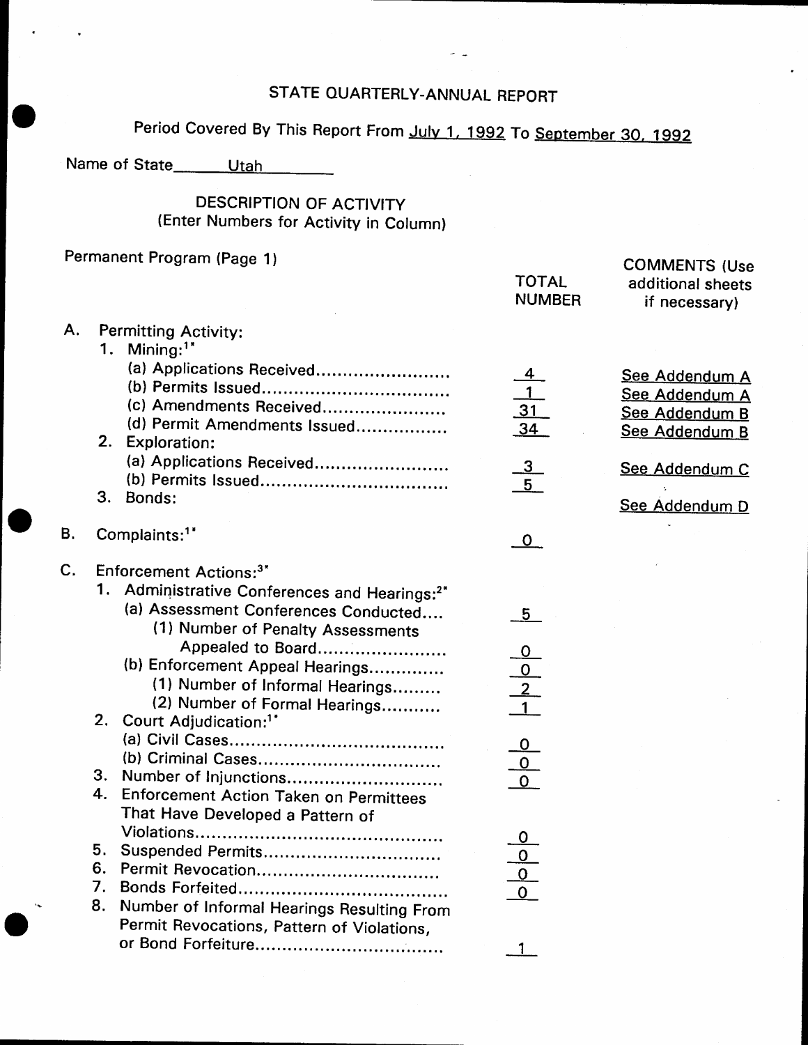# STATE QUARTERLY-ANNUAL REPORT

Period Covered By This Report From July 1, 1992 To September 30, 1992

Name of State Utah

## DESCRIPTION OF ACTIVITY
(Enter Numbers for Activity in Column)

Permanent Program (Page 1)

| | TOTAL NUMBER | COMMENTS (Use additional sheets if necessary) |
|---|---|---|
| **A.** Permitting Activity: | | |
| 1. Mining:[1*] | | |
| (a) Applications Received........................ | 4 | See Addendum A |
| (b) Permits Issued................................. | 1 | See Addendum A |
| (c) Amendments Received....................... | 31 | See Addendum B |
| (d) Permit Amendments Issued................. | 34 | See Addendum B |
| 2. Exploration: | | |
| (a) Applications Received........................ | 3 | See Addendum C |
| (b) Permits Issued................................. | 5 | |
| 3. Bonds: | | See Addendum D |
| **B.** Complaints:[1*] | 0 | |
| **C.** Enforcement Actions:[3*] | | |
| 1. Administrative Conferences and Hearings:[2*] | | |
| (a) Assessment Conferences Conducted.... | 5 | |
| (1) Number of Penalty Assessments Appealed to Board....................... | 0 | |
| (b) Enforcement Appeal Hearings............. | 0 | |
| (1) Number of Informal Hearings......... | 2 | |
| (2) Number of Formal Hearings........... | 1 | |
| 2. Court Adjudication:[1*] | | |
| (a) Civil Cases....................................... | 0 | |
| (b) Criminal Cases................................. | 0 | |
| 3. Number of Injunctions........................... | 0 | |
| 4. Enforcement Action Taken on Permittees That Have Developed a Pattern of Violations............................................. | 0 | |
| 5. Suspended Permits................................ | 0 | |
| 6. Permit Revocation................................. | 0 | |
| 7. Bonds Forfeited..................................... | 0 | |
| 8. Number of Informal Hearings Resulting From Permit Revocations, Pattern of Violations, or Bond Forfeiture.................................. | 1 | |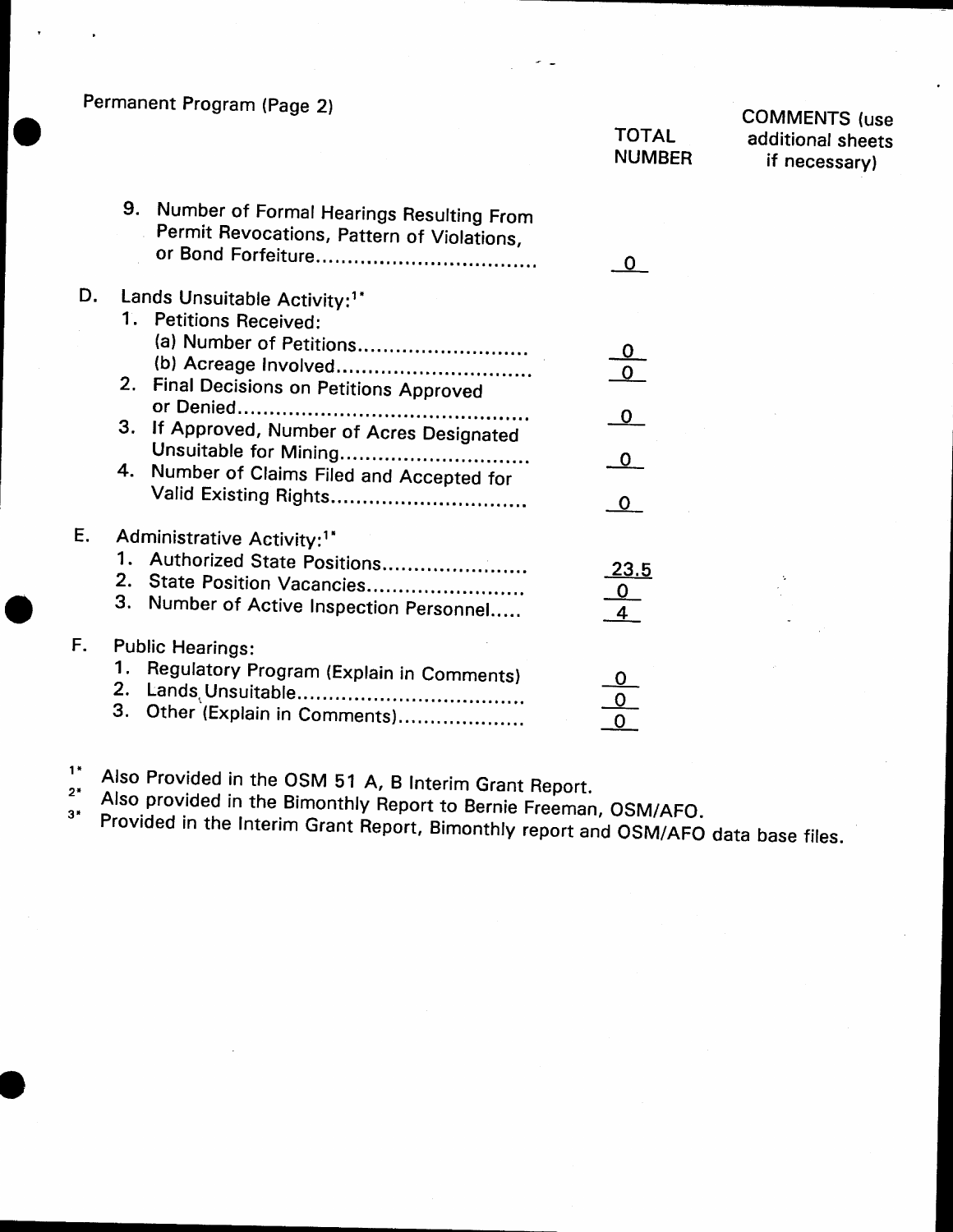Permanent Program (Page 2)

| | TOTAL NUMBER | COMMENTS (use additional sheets if necessary) |
|---|---|---|
| 9. Number of Formal Hearings Resulting From Permit Revocations, Pattern of Violations, or Bond Forfeiture.................................. | 0 | |
| **D. Lands Unsuitable Activity:[1*]** | | |
| 1. Petitions Received: | | |
| (a) Number of Petitions.......................... | 0 | |
| (b) Acreage Involved.............................. | 0 | |
| 2. Final Decisions on Petitions Approved or Denied............................................ | 0 | |
| 3. If Approved, Number of Acres Designated Unsuitable for Mining............................. | 0 | |
| 4. Number of Claims Filed and Accepted for Valid Existing Rights.............................. | 0 | |
| **E. Administrative Activity:[1*]** | | |
| 1. Authorized State Positions...................... | 23.5 | |
| 2. State Position Vacancies........................ | 0 | |
| 3. Number of Active Inspection Personnel..... | 4 | |
| **F. Public Hearings:** | | |
| 1. Regulatory Program (Explain in Comments) | 0 | |
| 2. Lands Unsuitable.................................. | 0 | |
| 3. Other (Explain in Comments).................... | 0 | |

[1*] Also Provided in the OSM 51 A, B Interim Grant Report.

[2*] Also provided in the Bimonthly Report to Bernie Freeman, OSM/AFO.

[3*] Provided in the Interim Grant Report, Bimonthly report and OSM/AFO data base files.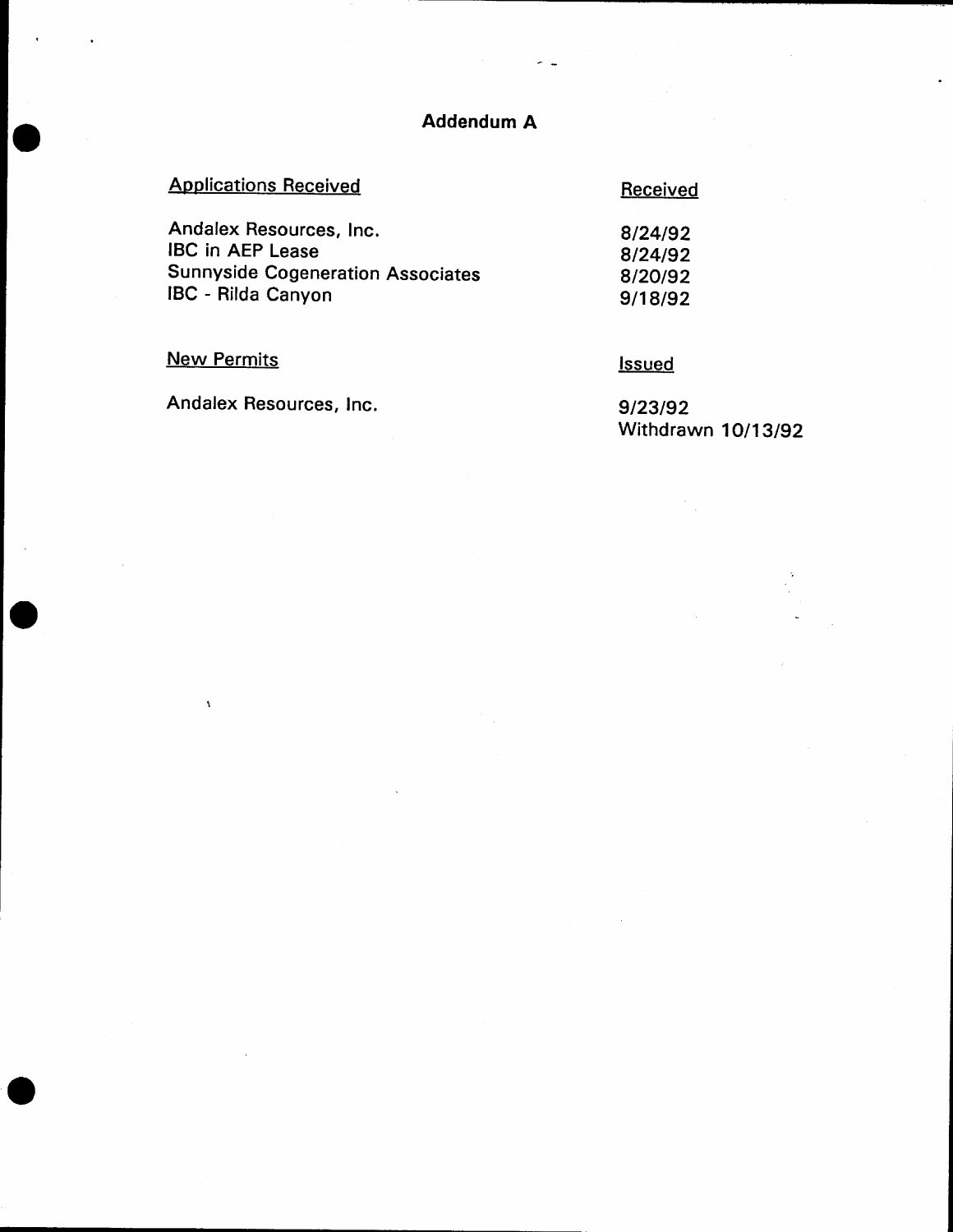# Addendum A

| Applications Received | Received |
|---|---|
| Andalex Resources, Inc. | 8/24/92 |
| IBC in AEP Lease | 8/24/92 |
| Sunnyside Cogeneration Associates | 8/20/92 |
| IBC - Rilda Canyon | 9/18/92 |

| New Permits | Issued |
|---|---|
| Andalex Resources, Inc. | 9/23/92<br>Withdrawn 10/13/92 |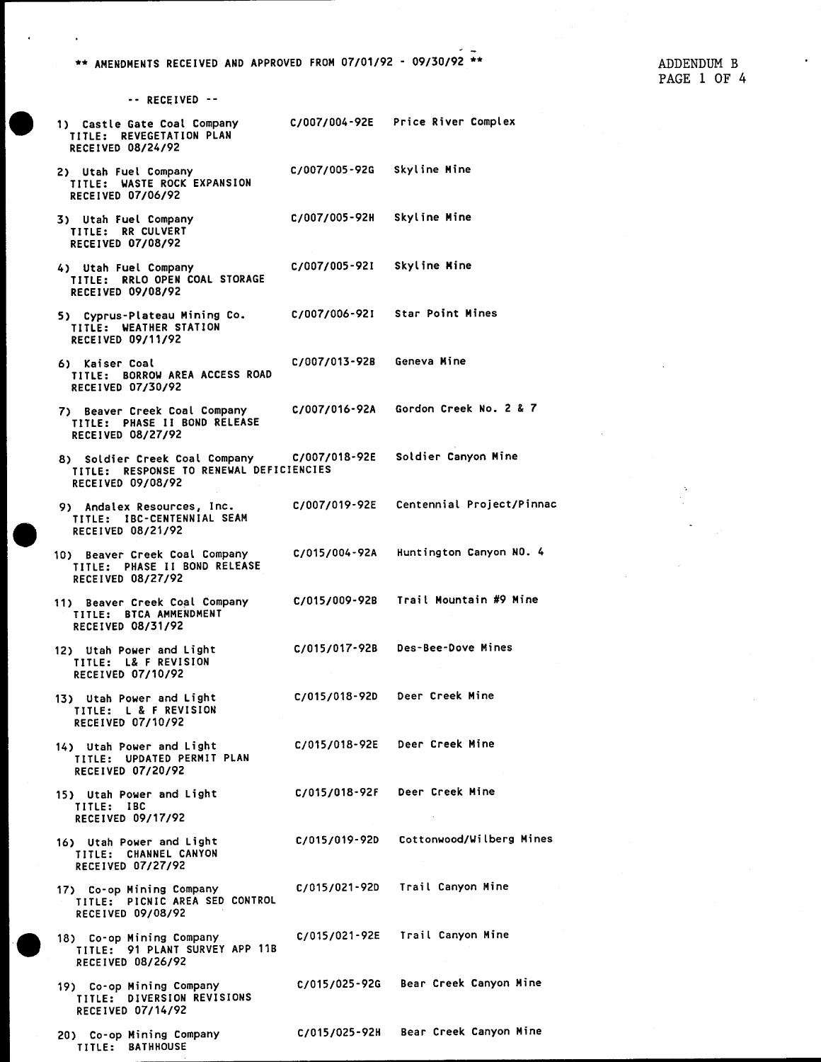** AMENDMENTS RECEIVED AND APPROVED FROM 07/01/92 - 09/30/92 **

ADDENDUM B
PAGE 1 OF 4

-- RECEIVED --

1) Castle Gate Coal Company — C/007/004-92E — Price River Complex
TITLE: REVEGETATION PLAN
RECEIVED 08/24/92

2) Utah Fuel Company — C/007/005-92G — Skyline Mine
TITLE: WASTE ROCK EXPANSION
RECEIVED 07/06/92

3) Utah Fuel Company — C/007/005-92H — Skyline Mine
TITLE: RR CULVERT
RECEIVED 07/08/92

4) Utah Fuel Company — C/007/005-92I — Skyline Mine
TITLE: RRLO OPEN COAL STORAGE
RECEIVED 09/08/92

5) Cyprus-Plateau Mining Co. — C/007/006-92I — Star Point Mines
TITLE: WEATHER STATION
RECEIVED 09/11/92

6) Kaiser Coal — C/007/013-92B — Geneva Mine
TITLE: BORROW AREA ACCESS ROAD
RECEIVED 07/30/92

7) Beaver Creek Coal Company — C/007/016-92A — Gordon Creek No. 2 & 7
TITLE: PHASE II BOND RELEASE
RECEIVED 08/27/92

8) Soldier Creek Coal Company — C/007/018-92E — Soldier Canyon Mine
TITLE: RESPONSE TO RENEWAL DEFICIENCIES
RECEIVED 09/08/92

9) Andalex Resources, Inc. — C/007/019-92E — Centennial Project/Pinnac
TITLE: IBC-CENTENNIAL SEAM
RECEIVED 08/21/92

10) Beaver Creek Coal Company — C/015/004-92A — Huntington Canyon NO. 4
TITLE: PHASE II BOND RELEASE
RECEIVED 08/27/92

11) Beaver Creek Coal Company — C/015/009-92B — Trail Mountain #9 Mine
TITLE: BTCA AMMENDMENT
RECEIVED 08/31/92

12) Utah Power and Light — C/015/017-92B — Des-Bee-Dove Mines
TITLE: L& F REVISION
RECEIVED 07/10/92

13) Utah Power and Light — C/015/018-92D — Deer Creek Mine
TITLE: L & F REVISION
RECEIVED 07/10/92

14) Utah Power and Light — C/015/018-92E — Deer Creek Mine
TITLE: UPDATED PERMIT PLAN
RECEIVED 07/20/92

15) Utah Power and Light — C/015/018-92F — Deer Creek Mine
TITLE: IBC
RECEIVED 09/17/92

16) Utah Power and Light — C/015/019-92D — Cottonwood/Wilberg Mines
TITLE: CHANNEL CANYON
RECEIVED 07/27/92

17) Co-op Mining Company — C/015/021-92D — Trail Canyon Mine
TITLE: PICNIC AREA SED CONTROL
RECEIVED 09/08/92

18) Co-op Mining Company — C/015/021-92E — Trail Canyon Mine
TITLE: 91 PLANT SURVEY APP 11B
RECEIVED 08/26/92

19) Co-op Mining Company — C/015/025-92G — Bear Creek Canyon Mine
TITLE: DIVERSION REVISIONS
RECEIVED 07/14/92

20) Co-op Mining Company — C/015/025-92H — Bear Creek Canyon Mine
TITLE: BATHHOUSE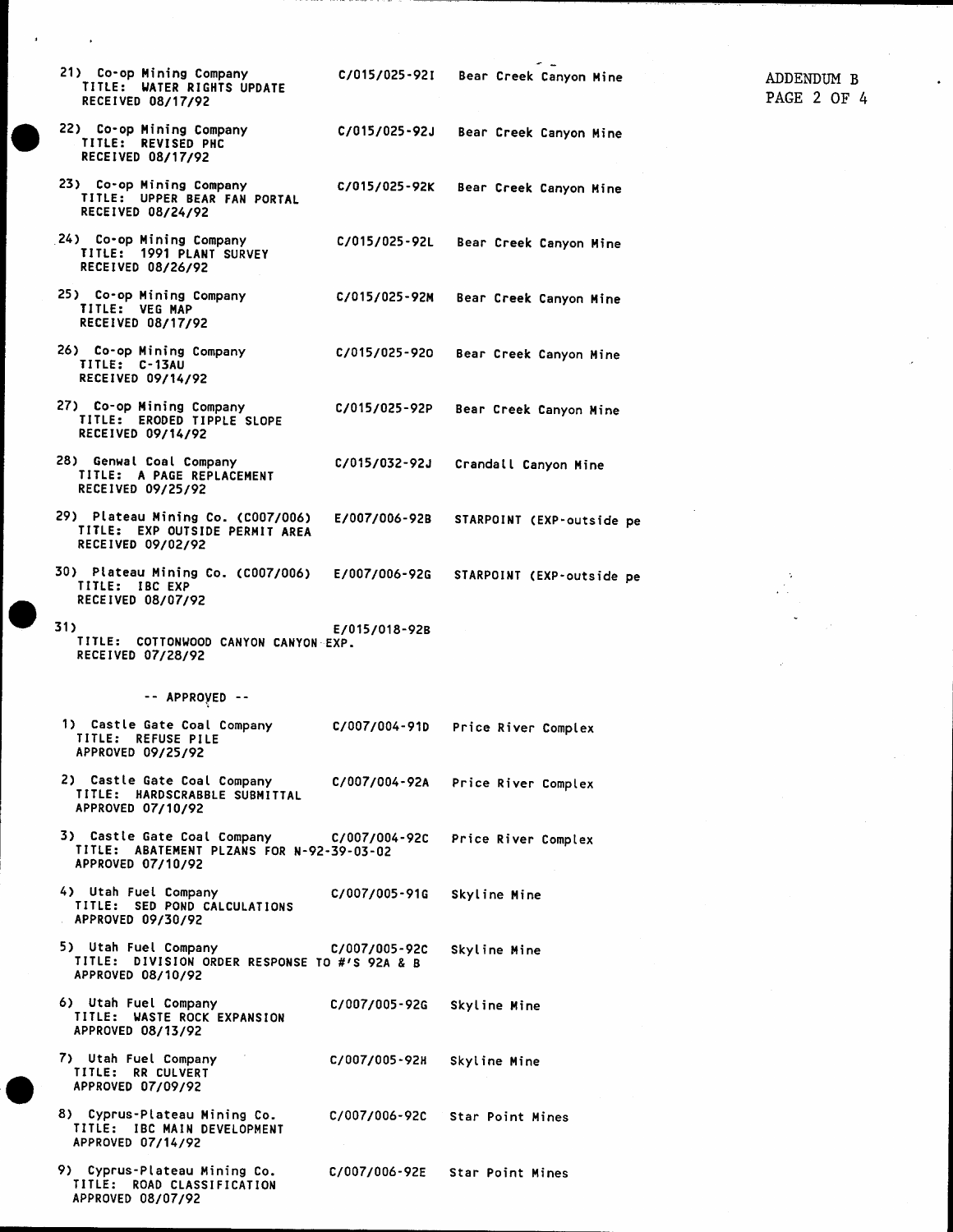ADDENDUM B
PAGE 2 OF 4

21) Co-op Mining Company — C/015/025-92I — Bear Creek Canyon Mine
TITLE: WATER RIGHTS UPDATE
RECEIVED 08/17/92

22) Co-op Mining Company — C/015/025-92J — Bear Creek Canyon Mine
TITLE: REVISED PHC
RECEIVED 08/17/92

23) Co-op Mining Company — C/015/025-92K — Bear Creek Canyon Mine
TITLE: UPPER BEAR FAN PORTAL
RECEIVED 08/24/92

24) Co-op Mining Company — C/015/025-92L — Bear Creek Canyon Mine
TITLE: 1991 PLANT SURVEY
RECEIVED 08/26/92

25) Co-op Mining Company — C/015/025-92M — Bear Creek Canyon Mine
TITLE: VEG MAP
RECEIVED 08/17/92

26) Co-op Mining Company — C/015/025-92O — Bear Creek Canyon Mine
TITLE: C-13AU
RECEIVED 09/14/92

27) Co-op Mining Company — C/015/025-92P — Bear Creek Canyon Mine
TITLE: ERODED TIPPLE SLOPE
RECEIVED 09/14/92

28) Genwal Coal Company — C/015/032-92J — Crandall Canyon Mine
TITLE: A PAGE REPLACEMENT
RECEIVED 09/25/92

29) Plateau Mining Co. (C007/006) — E/007/006-92B — STARPOINT (EXP-outside pe
TITLE: EXP OUTSIDE PERMIT AREA
RECEIVED 09/02/92

30) Plateau Mining Co. (C007/006) — E/007/006-92G — STARPOINT (EXP-outside pe
TITLE: IBC EXP
RECEIVED 08/07/92

31) — E/015/018-92B
TITLE: COTTONWOOD CANYON CANYON EXP.
RECEIVED 07/28/92

-- APPROVED --

1) Castle Gate Coal Company — C/007/004-91D — Price River Complex
TITLE: REFUSE PILE
APPROVED 09/25/92

2) Castle Gate Coal Company — C/007/004-92A — Price River Complex
TITLE: HARDSCRABBLE SUBMITTAL
APPROVED 07/10/92

3) Castle Gate Coal Company — C/007/004-92C — Price River Complex
TITLE: ABATEMENT PLZANS FOR N-92-39-03-02
APPROVED 07/10/92

4) Utah Fuel Company — C/007/005-91G — Skyline Mine
TITLE: SED POND CALCULATIONS
APPROVED 09/30/92

5) Utah Fuel Company — C/007/005-92C — Skyline Mine
TITLE: DIVISION ORDER RESPONSE TO #'S 92A & B
APPROVED 08/10/92

6) Utah Fuel Company — C/007/005-92G — Skyline Mine
TITLE: WASTE ROCK EXPANSION
APPROVED 08/13/92

7) Utah Fuel Company — C/007/005-92H — Skyline Mine
TITLE: RR CULVERT
APPROVED 07/09/92

8) Cyprus-Plateau Mining Co. — C/007/006-92C — Star Point Mines
TITLE: IBC MAIN DEVELOPMENT
APPROVED 07/14/92

9) Cyprus-Plateau Mining Co. — C/007/006-92E — Star Point Mines
TITLE: ROAD CLASSIFICATION
APPROVED 08/07/92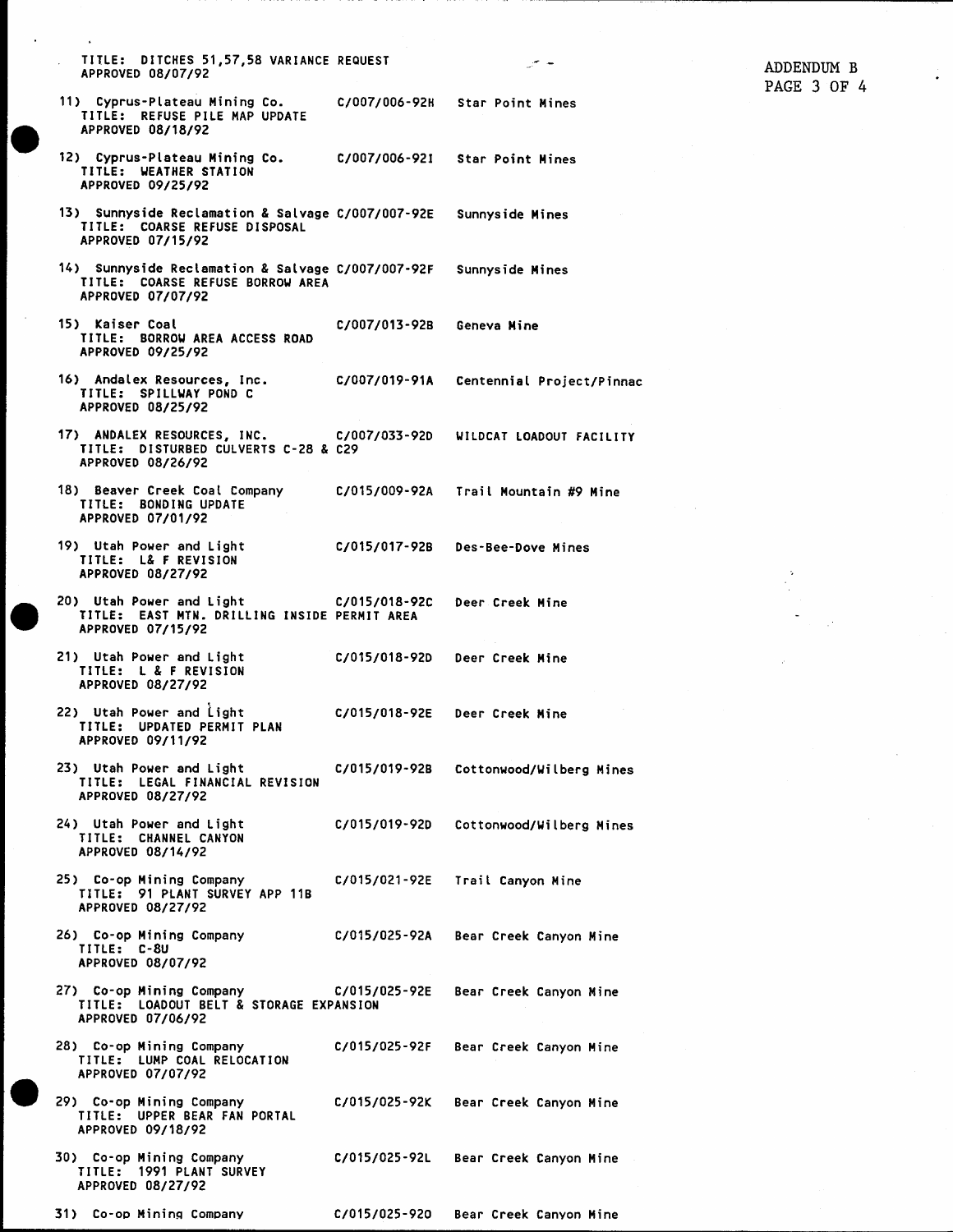TITLE: DITCHES 51,57,58 VARIANCE REQUEST
APPROVED 08/07/92

ADDENDUM B

11) Cyprus-Plateau Mining Co. C/007/006-92H Star Point Mines
TITLE: REFUSE PILE MAP UPDATE
APPROVED 08/18/92

12) Cyprus-Plateau Mining Co. C/007/006-92I Star Point Mines
TITLE: WEATHER STATION
APPROVED 09/25/92

13) Sunnyside Reclamation & Salvage C/007/007-92E Sunnyside Mines
TITLE: COARSE REFUSE DISPOSAL
APPROVED 07/15/92

14) Sunnyside Reclamation & Salvage C/007/007-92F Sunnyside Mines
TITLE: COARSE REFUSE BORROW AREA
APPROVED 07/07/92

15) Kaiser Coal C/007/013-92B Geneva Mine
TITLE: BORROW AREA ACCESS ROAD
APPROVED 09/25/92

16) Andalex Resources, Inc. C/007/019-91A Centennial Project/Pinnac
TITLE: SPILLWAY POND C
APPROVED 08/25/92

17) ANDALEX RESOURCES, INC. C/007/033-92D WILDCAT LOADOUT FACILITY
TITLE: DISTURBED CULVERTS C-28 & C29
APPROVED 08/26/92

18) Beaver Creek Coal Company C/015/009-92A Trail Mountain #9 Mine
TITLE: BONDING UPDATE
APPROVED 07/01/92

19) Utah Power and Light C/015/017-92B Des-Bee-Dove Mines
TITLE: L& F REVISION
APPROVED 08/27/92

20) Utah Power and Light C/015/018-92C Deer Creek Mine
TITLE: EAST MTN. DRILLING INSIDE PERMIT AREA
APPROVED 07/15/92

21) Utah Power and Light C/015/018-92D Deer Creek Mine
TITLE: L & F REVISION
APPROVED 08/27/92

22) Utah Power and Light C/015/018-92E Deer Creek Mine
TITLE: UPDATED PERMIT PLAN
APPROVED 09/11/92

23) Utah Power and Light C/015/019-92B Cottonwood/Wilberg Mines
TITLE: LEGAL FINANCIAL REVISION
APPROVED 08/27/92

24) Utah Power and Light C/015/019-92D Cottonwood/Wilberg Mines
TITLE: CHANNEL CANYON
APPROVED 08/14/92

25) Co-op Mining Company C/015/021-92E Trail Canyon Mine
TITLE: 91 PLANT SURVEY APP 11B
APPROVED 08/27/92

26) Co-op Mining Company C/015/025-92A Bear Creek Canyon Mine
TITLE: C-8U
APPROVED 08/07/92

27) Co-op Mining Company C/015/025-92E Bear Creek Canyon Mine
TITLE: LOADOUT BELT & STORAGE EXPANSION
APPROVED 07/06/92

28) Co-op Mining Company C/015/025-92F Bear Creek Canyon Mine
TITLE: LUMP COAL RELOCATION
APPROVED 07/07/92

29) Co-op Mining Company C/015/025-92K Bear Creek Canyon Mine
TITLE: UPPER BEAR FAN PORTAL
APPROVED 09/18/92

30) Co-op Mining Company C/015/025-92L Bear Creek Canyon Mine
TITLE: 1991 PLANT SURVEY
APPROVED 08/27/92

31) Co-op Mining Company C/015/025-92O Bear Creek Canyon Mine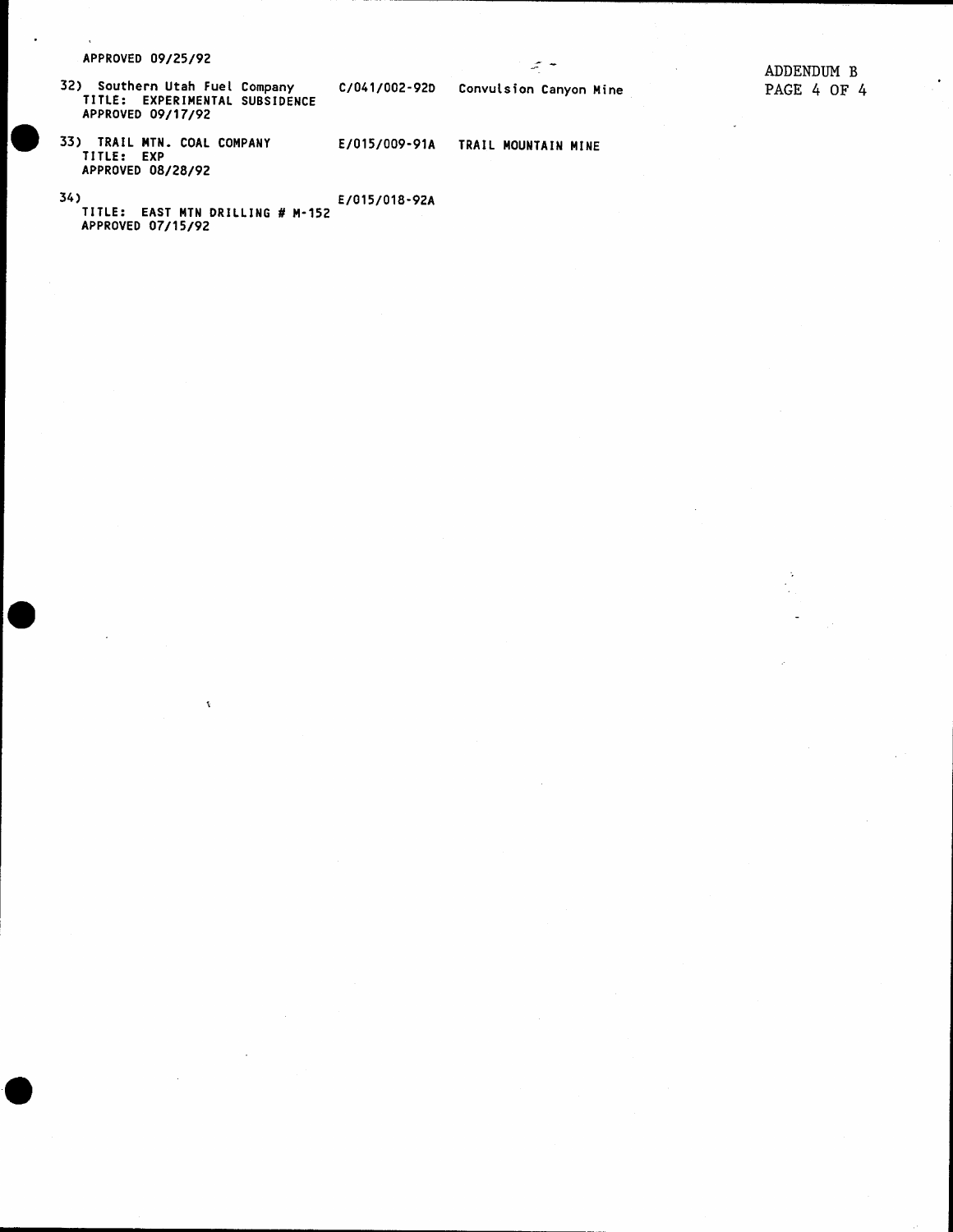APPROVED 09/25/92

ADDENDUM B
PAGE 4 OF 4

32) Southern Utah Fuel Company C/041/002-92D Convulsion Canyon Mine
TITLE: EXPERIMENTAL SUBSIDENCE
APPROVED 09/17/92

33) TRAIL MTN. COAL COMPANY E/015/009-91A TRAIL MOUNTAIN MINE
TITLE: EXP
APPROVED 08/28/92

34) E/015/018-92A
TITLE: EAST MTN DRILLING # M-152
APPROVED 07/15/92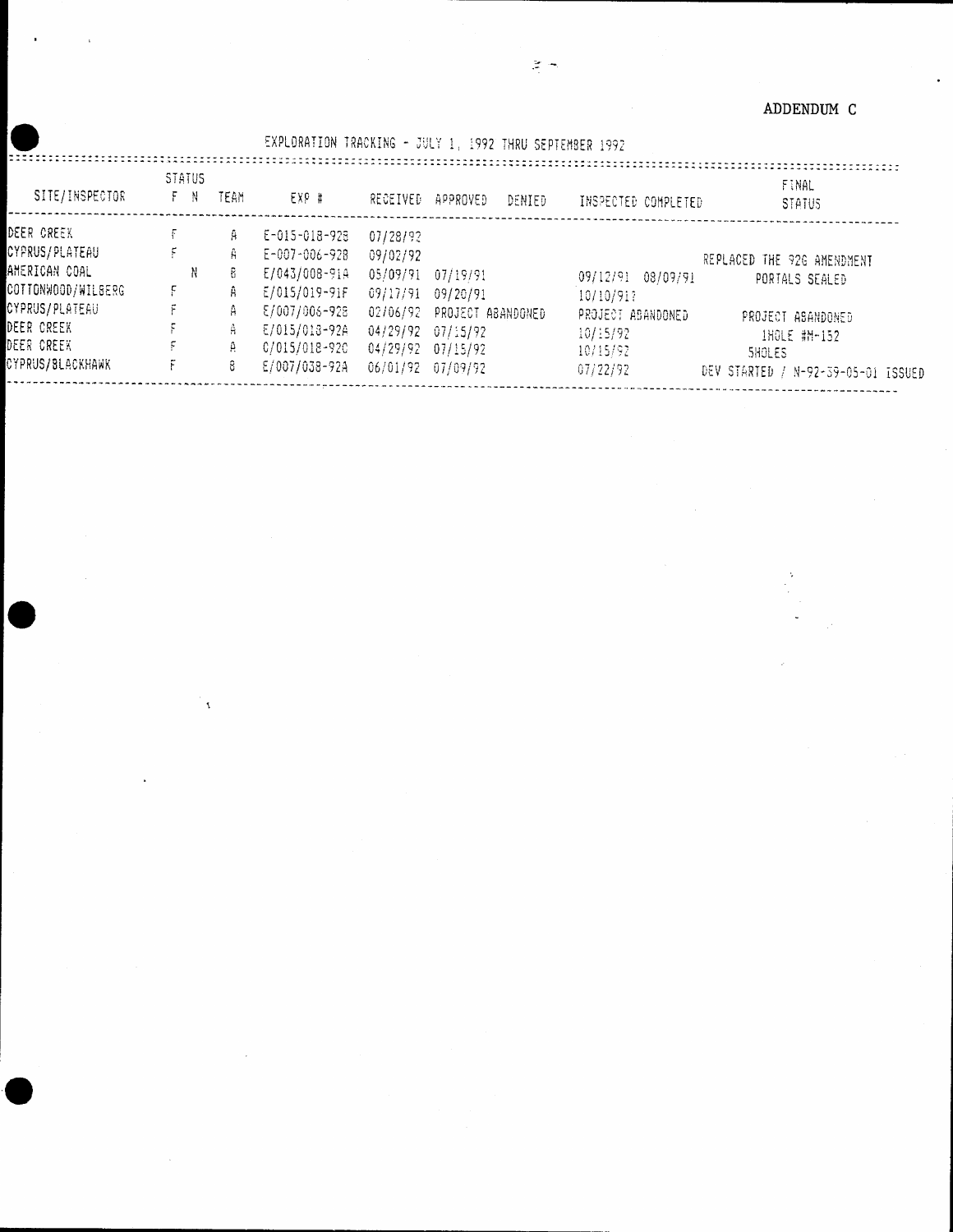ADDENDUM C

EXPLORATION TRACKING - JULY 1, 1992 THRU SEPTEMBER 1992

| SITE/INSPECTOR | STATUS F | STATUS N | TEAM | EXP # | RECEIVED | APPROVED | DENIED | INSPECTED | COMPLETED | FINAL STATUS |
|---|---|---|---|---|---|---|---|---|---|---|
| DEER CREEK | F | | A | E-015-018-92B | 07/28/92 | | | | | |
| CYPRUS/PLATEAU | F | | A | E-007-006-92B | 09/02/92 | | | | | REPLACED THE 92G AMENDMENT |
| AMERICAN COAL | | N | B | E/043/008-91A | 05/09/91 | 07/19/91 | | 09/12/91 | 08/09/91 | PORTALS SEALED |
| COTTONWOOD/WILBERG | F | | A | E/015/019-91F | 09/17/91 | 09/20/91 | | 10/10/91? | | |
| CYPRUS/PLATEAU | F | | A | E/007/006-92B | 02/06/92 | PROJECT ABANDONED | | PROJECT ABANDONED | | PROJECT ABANDONED |
| DEER CREEK | F | | A | E/015/018-92A | 04/29/92 | 07/15/92 | | 10/15/92 | | 1HOLE #M-152 |
| DEER CREEK | F | | A | C/015/018-92C | 04/29/92 | 07/15/92 | | 10/15/92 | | 5HOLES |
| CYPRUS/BLACKHAWK | F | | B | E/007/038-92A | 06/01/92 | 07/09/92 | | 07/22/92 | | DEV STARTED / N-92-39-05-01 ISSUED |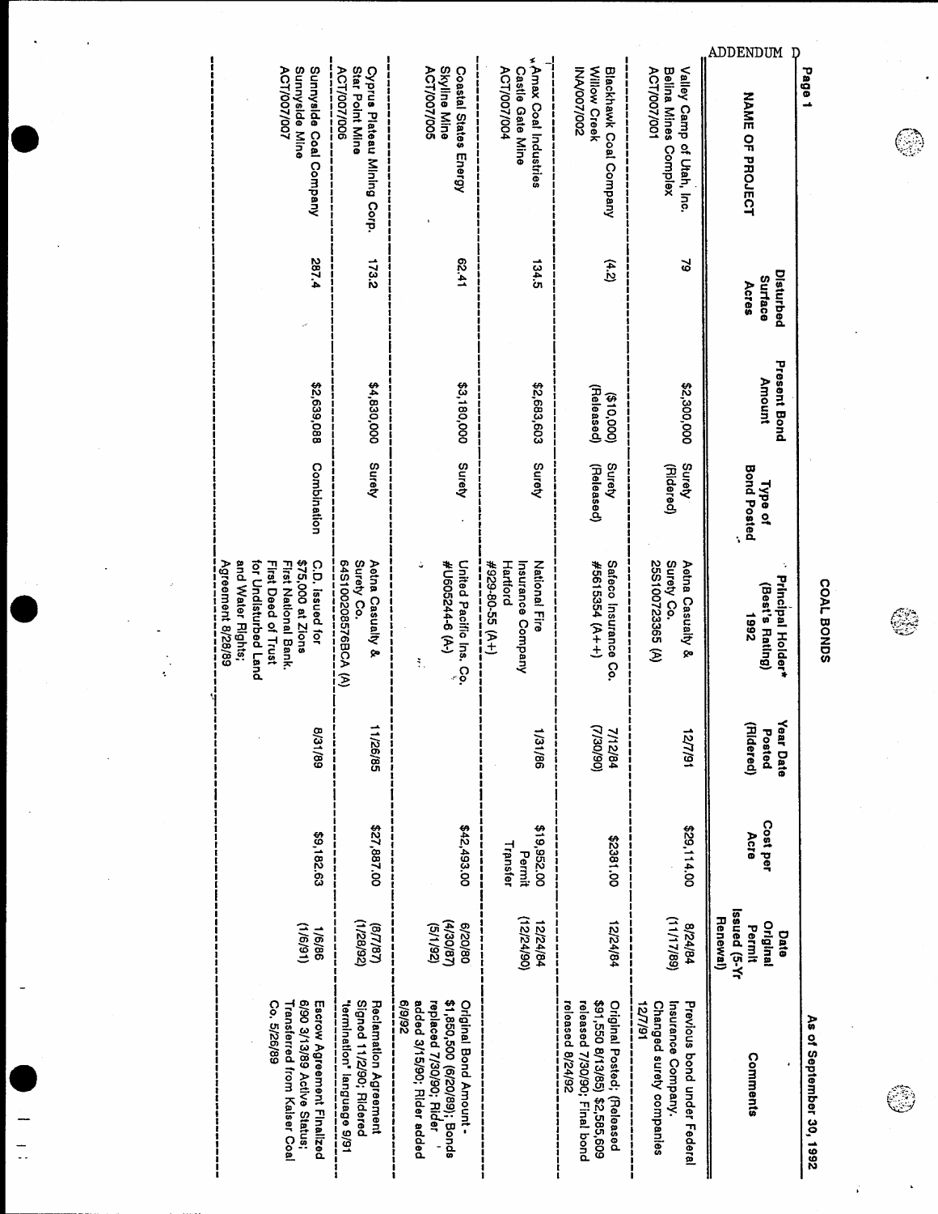ADDENDUM D

## COAL BONDS

As of September 30, 1992

| NAME OF PROJECT | Disturbed Surface Acres | Present Bond Amount | Type of Bond Posted | Principal Holder* (Best's Rating) 1992 | Year Date Posted (Ridered) | Cost per Acre | Date Original Permit Issued (5-Yr Renewal) | Comments |
|---|---|---|---|---|---|---|---|---|
| Valley Camp of Utah, Inc. Belina Mines Complex ACT/007/001 | 79 | $2,300,000 | Surety (Ridered) | Aetna Casualty & Surety Co. 25S100723365 (A) | 12/7/91 | $29,114.00 | 8/24/84 (11/17/89) | Previous bond under Federal Insurance Company. Changed surety companies 12/7/91 |
| Blackhawk Coal Company Willow Creek INA/007/002 | (4.2) | ($10,000) (Released) | Surety (Released) | Safeco Insurance Co. #5615354 (A++) | 7/12/84 (7/30/90) | $2381.00 | 12/24/84 | Original Posted; (Released $91,550 8/13/85) $2,585,609 released 7/30/90; Final bond released 8/24/92 |
| * Amax Coal Industries Castle Gate Mine ACT/007/004 | 134.5 | $2,683,603 | Surety | National Fire Insurance Company Hartford #929-80-55 (A+) | 1/31/86 | $19,952.00 Permit Transfer | 12/24/84 (12/24/90) | |
| Coastal States Energy Skyline Mine ACT/007/005 | 62.41 | $3,180,000 | Surety | United Pacific Ins. Co. #U605244-6 (A-) | | $42,493.00 | 6/20/80 (4/30/87) (5/1/92) | Original Bond Amount - $1,850,500 (6/20/89); Bonds replaced 7/30/90; Rider added 3/15/90; Rider added 6/9/92 |
| Cyprus Plateau Mining Corp. Star Point Mine ACT/007/006 | 173.2 | $4,830,000 | Surety | Aetna Casualty & Surety Co. 64S100208576BCA (A) | 11/26/85 | $27,887.00 | (8/7/87) (1/28/92) | Reclamation Agreement Signed 11/2/90; Ridered "termination" language 9/91 |
| Sunnyside Coal Company Sunnyside Mine ACT/007/007 | 287.4 | $2,639,088 | Combination | C.D. Issued for $75,000 at Zions First National Bank. First Deed of Trust for Undisturbed Land and Water Rights; Agreement 8/28/89 | 8/31/89 | $9,182.63 | 1/6/86 (1/6/91) | Escrow Agreement Finalized 6/90 3/13/89 Active Status; Transferred from Kaiser Coal Co. 5/26/89 |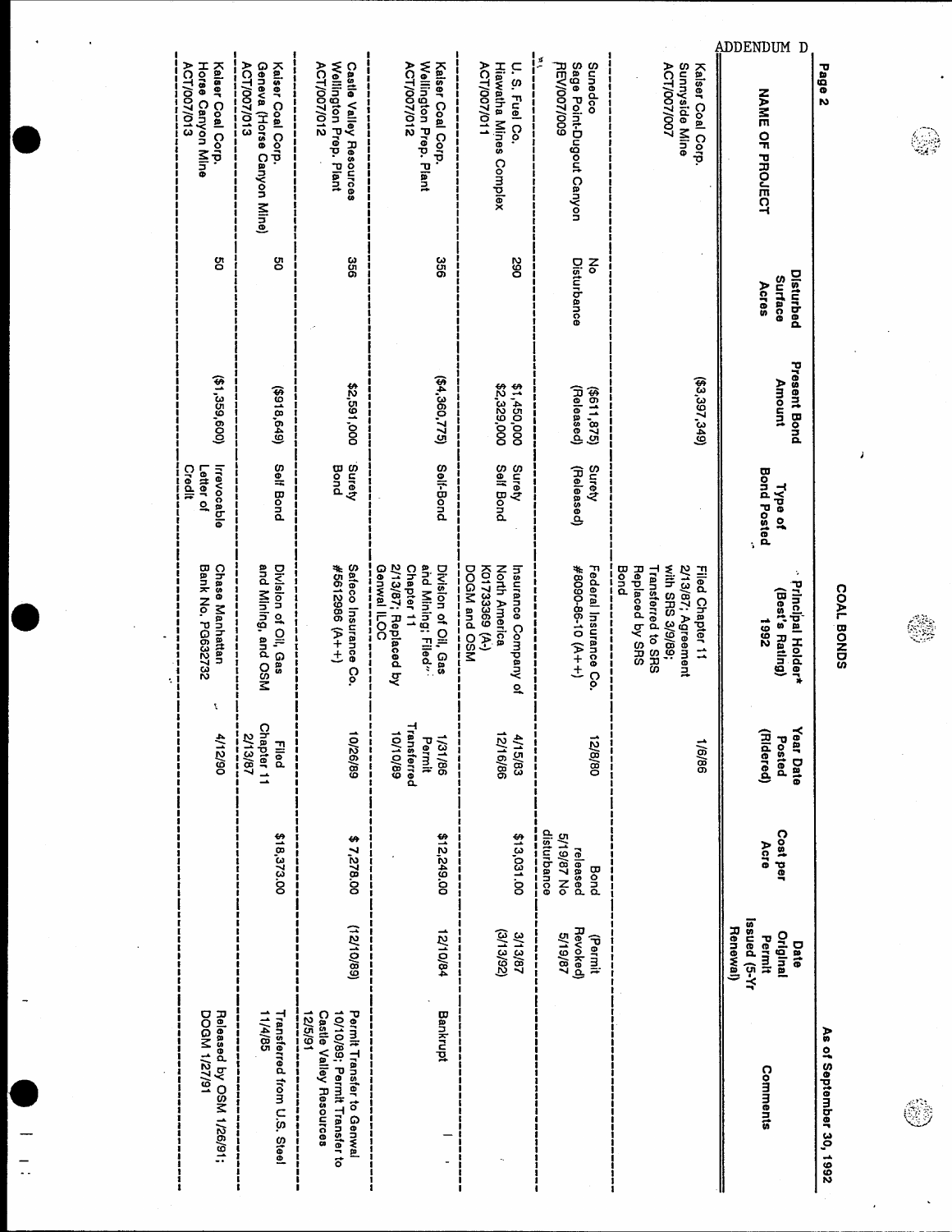ADDENDUM D

## COAL BONDS

As of September 30, 1992

| NAME OF PROJECT | Disturbed Surface Acres | Present Bond Amount | Type of Bond Posted | Principal Holder* (Best's Rating) 1992 | Year Date Posted (Ridered) | Cost per Acre | Date Original Permit Issued (5-Yr Renewal) | Comments |
|---|---|---|---|---|---|---|---|---|
| Kaiser Coal Corp. Sunnyside Mine ACT/007/007 | | ($3,397,349) | | Filed Chapter 11 2/13/87; Agreement with SRS 3/9/89; Transferred to SRS Replaced by SRS Bond | 1/6/86 | | | |
| Sunedco Sage Point-Dugout Canyon PEV/007/009 | No Disturbance | ($611,875) (Released) | Surety (Released) | Federal Insurance Co. #8090-86-10 (A++) | 12/80 | Bond released 5/19/87 No disturbance | (Permit Revoked) 5/19/87 | |
| U. S. Fuel Co. Hiawatha Mines Complex ACT/007/011 | 290 | $1,450,000 $2,329,000 | Surety Self Bond | Insurance Company of North America K01733369 (A-) DOGM and OSM | 4/15/83 12/16/86 | $13,031.00 | 3/13/87 (3/13/92) | |
| Kaiser Coal Corp. Wellington Prep. Plant ACT/007/012 | 356 | ($4,360,775) | Self-Bond | Division of Oil, Gas and Mining; Filed Chapter 11 2/13/87; Replaced by Genwal ILOC | 1/31/86 Permit Transferred 10/10/89 | $12,249.00 | 12/10/84 | Bankrupt |
| Castle Valley Resources Wellington Prep. Plant ACT/007/012 | 356 | $2,591,000 | Surety Bond | Safeco Insurance Co. #5612986 (A++) | 10/26/89 | $ 7,278.00 | (12/10/89) | Permit Transfer to Genwal 10/10/89; Permit Transfer to Castle Valley Resources 12/5/91 |
| Kaiser Coal Corp. Geneva (Horse Canyon Mine) ACT/007/013 | 50 | ($918,649) | Self Bond | Division of Oil, Gas and Mining, and OSM | Filed Chapter 11 2/13/87 | $18,373.00 | | Transferred from U.S. Steel 11/4/85 |
| Kaiser Coal Corp. Horse Canyon Mine ACT/007/013 | 50 | ($1,359,600) | Irrevocable Letter of Credit | Chase Manhattan Bank No. PG632732 | 4/12/90 | | | Released by OSM 1/26/91; DOGM 1/27/91 |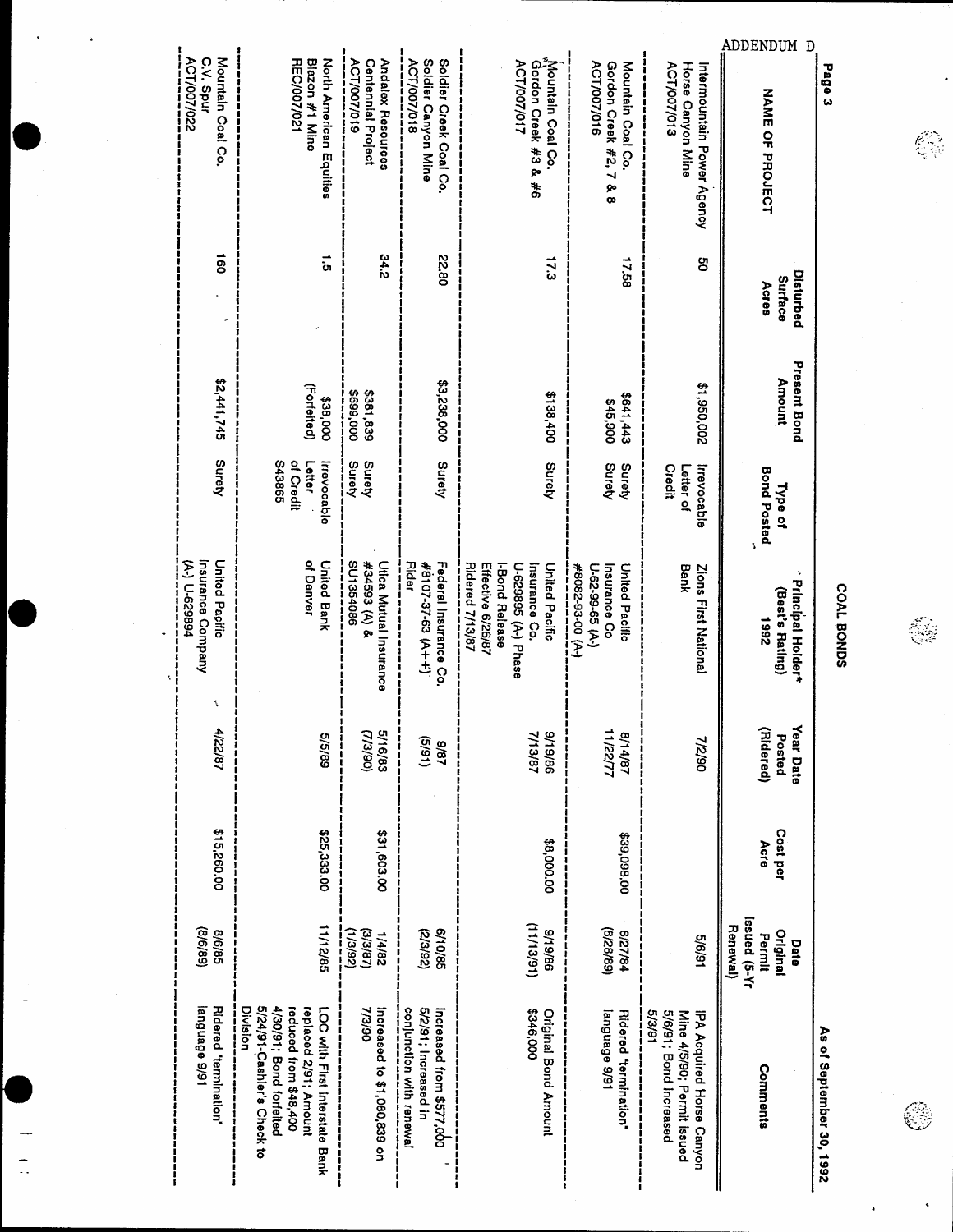ADDENDUM D

As of September 30, 1992

# COAL BONDS

| NAME OF PROJECT | Disturbed Surface Acres | Present Bond Amount | Type of Bond Posted | Principal Holder* (Best's Rating) 1992 | Year Date Posted (Ridered) | Cost per Acre | Date Original Permit Issued (5-Yr Renewal) | Comments |
|---|---|---|---|---|---|---|---|---|
| Intermountain Power Agency<br>Horse Canyon Mine<br>ACT/007/013 | 50 | $1,950,002 | Irrevocable Letter of Credit | Zions First National Bank | 7/2/90 | | 5/6/91 | IPA Acquired Horse Canyon Mine 4/5/90; Permit Issued 5/6/91; Bond Increased 5/3/91 |
| Mountain Coal Co.<br>Gordon Creek #2, 7 & 8<br>ACT/007/016 | 17.58 | $641,443<br>$45,900 | Surety<br>Surety | United Pacific Insurance Co<br>U-62-99-65 (A-)<br>#8082-93-00 (A-) | 8/14/87<br>11/22/77 | $39,098.00 | 8/27/84<br>(8/28/89) | Ridered "termination" language 9/91 |
| Mountain Coal Co.<br>Gordon Creek #3 & #6<br>ACT/007/017 | 17.3 | $138,400 | Surety | United Pacific Insurance Co.<br>U-629895 (A-) Phase I-Bond Release Effective 6/26/87<br>Ridered 7/13/87 | 9/19/86<br>7/13/87 | $8,000.00 | 9/19/86<br>(11/13/91) | Original Bond Amount $346,000 |
| Soldier Creek Coal Co.<br>Soldier Canyon Mine<br>ACT/007/018 | 22.80 | $3,238,000 | Surety | Federal Insurance Co.<br>#8107-37-63 (A++)<br>Rider | 9/87<br>(5/91) | | 6/10/85<br>(2/3/92) | Increased from $577,000 5/2/91; Increased in conjunction with renewal |
| Andalex Resources<br>Centennial Project<br>ACT/007/019 | 34.2 | $381,839<br>$699,000 | Surety<br>Surety | Utica Mutual Insurance<br>#34593 (A) &<br>SU1354086 | 5/16/83<br>(7/3/90) | $31,603.00 | 1/4/82<br>(3/3/87)<br>(1/3/92) | Increased to $1,080,839 on 7/3/90 |
| North American Equities<br>Blazon #1 Mine<br>REC/007/021 | 1.5 | $38,000<br>(Forfeited) | Irrevocable Letter of Credit S43965 | United Bank of Denver | 5/5/89 | $25,333.00 | 11/12/85 | LOC with First Interstate Bank replaced 2/91; Amount reduced from $48,400 4/30/91; Bond forfeited 5/24/91-Cashier's Check to Division |
| Mountain Coal Co.<br>C.V. Spur<br>ACT/007/022 | 160 | $2,441,745 | Surety | United Pacific Insurance Company<br>(A-) U-629894 | 4/22/87 | $15,260.00 | 8/6/85<br>(8/6/89) | Ridered "termination" language 9/91 |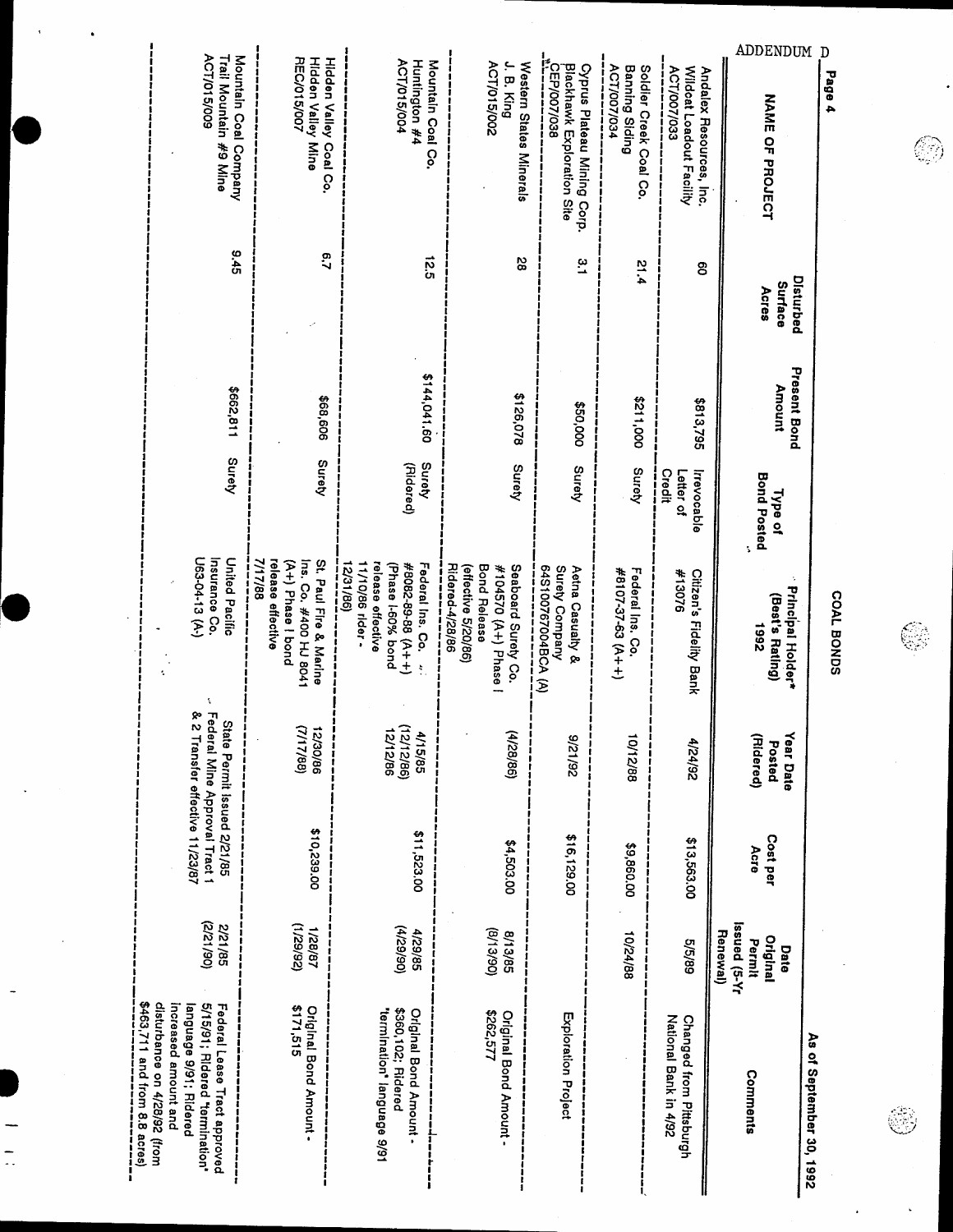ADDENDUM D

# COAL BONDS

As of September 30, 1992

| NAME OF PROJECT | Disturbed Surface Acres | Present Bond Amount | Type of Bond Posted | Principal Holder* (Best's Rating) 1992 | Year Date Posted (Ridered) | Cost per Acre | Date Original Permit Issued (5-Yr Renewal) | Comments |
|---|---|---|---|---|---|---|---|---|
| Andalex Resources, Inc. Wildcat Loadout Facility ACT/007/033 | 60 | $813,795 | Irrevocable Letter of Credit | Citizen's Fidelity Bank #13076 | 4/24/92 | $13,563.00 | 5/5/89 | Changed from Pittsburgh National Bank in 4/92 |
| Soldier Creek Coal Co. Banning Siding ACT/007/034 | 21.4 | $211,000 | Surety | Federal Ins. Co. #8107-37-63 (A++) | 10/12/88 | $9,860.00 | 10/24/88 | |
| Cyprus Plateau Mining Corp. Blackhawk Exploration Site CEP/007/038 | 3.1 | $50,000 | Surety | Aetna Casualty & Surety Company 64S100767004BCA (A) | 9/21/92 | $16,129.00 | | Exploration Project |
| Western States Minerals J. B. King ACT/015/002 | 28 | $126,078 | Surety | Seaboard Surety Co. #104570 (A+) Phase I Bond Release (effective 5/20/86) Ridered-4/28/86 | (4/28/86) | $4,503.00 | 8/13/85 (8/13/90) | Original Bond Amount - $262,577 |
| Mountain Coal Co. Huntington #4 ACT/015/004 | 12.5 | $144,041.60 | Surety (Ridered) | Federal Ins. Co. #8082-89-88 (A++) (Phase I-60% bond release effective 11/10/86 rider - 12/31/86) | 4/15/85 (12/12/86) 12/12/86 | $11,523.00 | 4/29/85 (4/29/90) | Original Bond Amount - $360,102; Ridered "termination" language 9/91 |
| Hidden Valley Coal Co. Hidden Valley Mine REC/015/007 | 6.7 | $68,606 | Surety | St. Paul Fire & Marine Ins. Co. #400 HJ 8041 (A+) Phase I bond release effective 7/17/88 | 12/30/86 (7/17/88) | $10,239.00 | 1/28/87 (1/29/92) | Original Bond Amount - $171,515 |
| Mountain Coal Company Trail Mountain #9 Mine ACT/015/009 | 9.45 | $662,811 | Surety | United Pacific Insurance Co. U63-04-13 (A-) | State Permit Issued 2/21/85 Federal Mine Approval Tract 1 & 2 Transfer effective 11/23/87 | | 2/21/85 (2/21/90) | Federal Lease Tract approved 5/15/91; Ridered "termination" language 9/91; Ridered increased amount and disturbance on 4/28/92 (from $463,711 and from 8.8 acres) |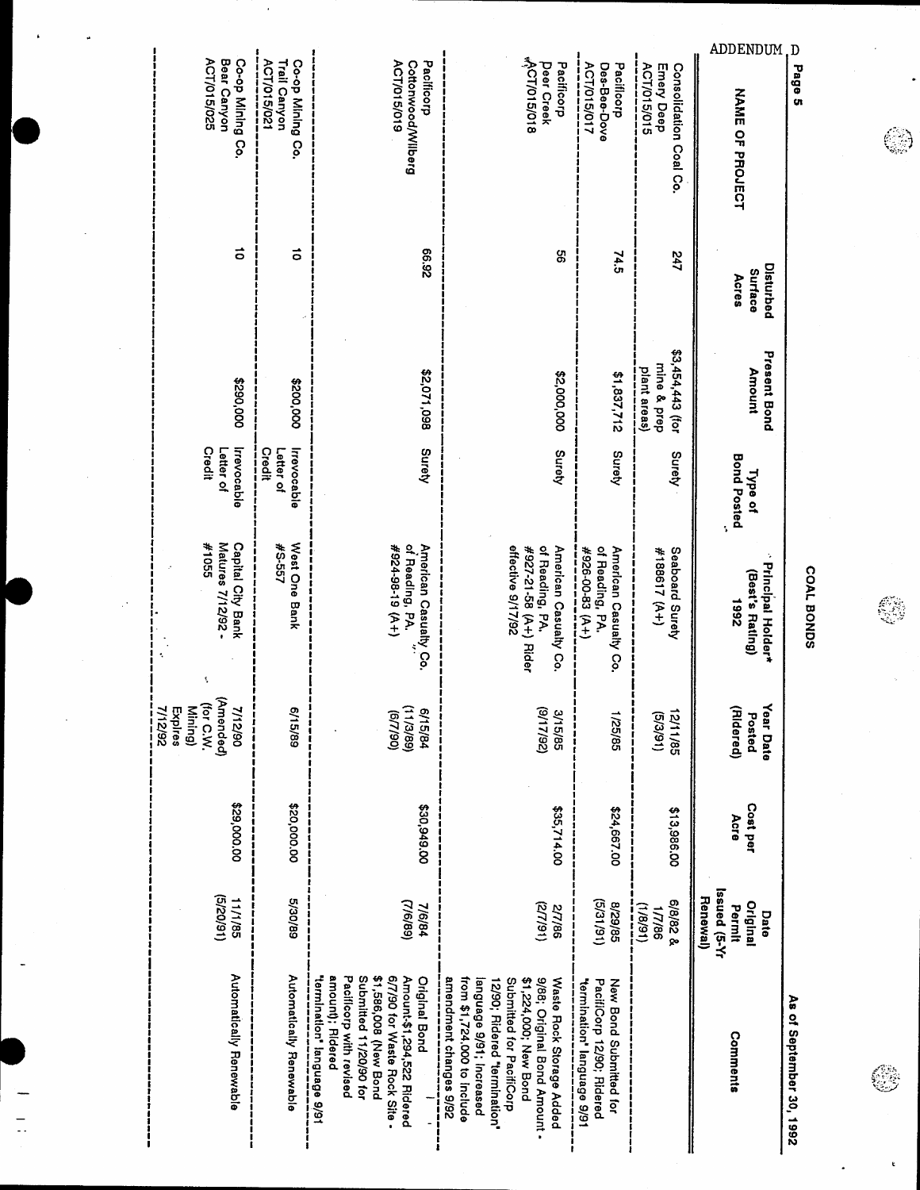ADDENDUM D

# COAL BONDS

As of September 30, 1992

| NAME OF PROJECT | Disturbed Surface Acres | Present Bond Amount | Type of Bond Posted | Principal Holder* (Best's Rating) 1992 | Year Date Posted (Ridered) | Cost per Acre | Date Original Permit Issued (5-Yr Renewal) | Comments |
|---|---|---|---|---|---|---|---|---|
| Consolidation Coal Co. Emery Deep ACT/015/015 | 247 | $3,454,443 (for mine & prep plant areas) | Surety | Seaboard Surety #188617 (A+) | 12/11/85 (5/3/91) | $13,986.00 | 6/8/82 & 1/7/86 (1/8/91) | |
| Pacificorp Des-Bee-Dove ACT/015/017 | 74.5 | $1,837,712 | Surety | American Casualty Co. of Reading, PA. #926-00-83 (A+) | 1/25/85 | $24,667.00 | 8/29/85 (5/31/91) | New Bond Submitted for PacifiCorp 12/90; Ridered "termination" language 9/91 |
| Pacificorp Deer Creek ACT/015/018 | 56 | $2,000,000 | Surety | American Casualty Co. of Reading, PA. #927-21-58 (A+) Rider effective 9/17/92 | 3/15/85 (9/17/92) | $35,714.00 | 2/7/86 (2/7/91) | Waste Rock Storage Added 9/88; Original Bond Amount - $1,224,000; New Bond Submitted for PacifiCorp 12/90; Ridered "termination" language 9/91; Increased from $1,724,000 to include amendment changes 9/92 |
| Pacificorp Cottonwood/Wilberg ACT/015/019 | 66.92 | $2,071,098 | Surety | American Casualty Co. of Reading, PA. #924-98-19 (A+) | 6/15/84 (11/3/89) (6/7/90) | $30,949.00 | 7/6/84 (7/6/89) | Original Bond Amount-$1,294,522 Ridered 6/7/90 for Waste Rock Site - $1,586,008 (New Bond Submitted 11/20/90 for Pacificorp with revised amount); Ridered "termination" language 9/91 |
| Co-op Mining Co. Trail Canyon ACT/015/021 | 10 | $200,000 | Irrevocable Letter of Credit | West One Bank #S-557 | 6/15/89 | $20,000.00 | 5/30/89 | Automatically Renewable |
| Co-op Mining Co. Bear Canyon ACT/015/025 | 10 | $290,000 | Irrevocable Letter of Credit | Capital City Bank Matures 7/12/92 - #1055 | 7/12/90 (Amended) (for C.W. Mining) Expires 7/12/92 | $29,000.00 | 11/1/85 (5/20/91) | Automatically Renewable |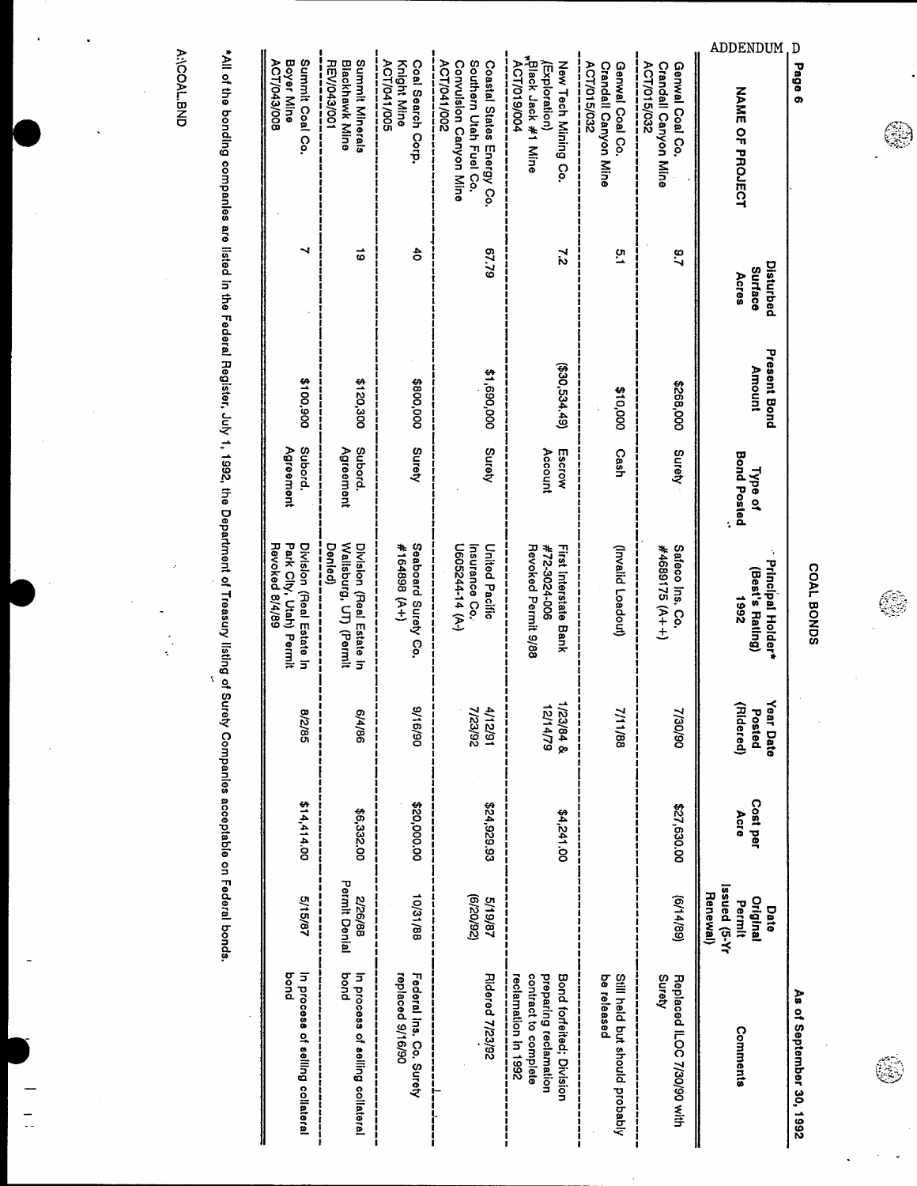ADDENDUM D

As of September 30, 1992

# COAL BONDS

| NAME OF PROJECT | Disturbed Surface Acres | Present Bond Amount | Type of Bond Posted | Principal Holder* (Best's Rating) 1992 | Year Date Posted (Ridered) | Cost per Acre | Date Original Permit Issued (5-Yr Renewal) | Comments |
|---|---|---|---|---|---|---|---|---|
| Genwal Coal Co. Crandall Canyon Mine ACT/015/032 | 9.7 | $268,000 | Surety | Safeco Ins. Co. #4689175 (A++) | 7/30/90 | $27,630.00 | (6/14/89) | Replaced ILOC 7/30/90 with Surety |
| Genwal Coal Co. Crandall Canyon Mine ACT/015/032 | 5.1 | $10,000 | Cash | (Invalid Loadout) | 7/11/88 | | | Still held but should probably be released |
| New Tech Mining Co. (Exploration) *Black Jack #1 Mine ACT/019/004 | 7.2 | ($30,534.49) | Escrow Account | First Interstate Bank #72-3024-006 Revoked Permit 9/88 | 1/23/84 & 12/14/79 | $4,241.00 | | Bond forfeited; Division preparing reclamation contract to complete reclamation in 1992 |
| Coastal States Energy Co. Southern Utah Fuel Co. Convulsion Canyon Mine ACT/041/002 | 67.79 | $1,690,000 | Surety | United Pacific Insurance Co. U605244-14 (A-) | 4/12/91 7/23/92 | $24,929.93 | 5/19/87 (6/20/92) | Ridered 7/23/92 |
| Coal Search Corp. Knight Mine ACT/041/005 | 40 | $800,000 | Surety | Seaboard Surety Co. #164898 (A+) | 9/16/90 | $20,000.00 | 10/31/88 | Federal Ins. Co. Surety replaced 9/16/90 |
| Summit Minerals Blackhawk Mine REV/043/001 | 19 | $120,300 | Subord. Agreement | Division (Real Estate in Wallsburg, UT) (Permit Denied) | 6/4/86 | $6,332.00 | 2/26/88 Permit Denial | In process of selling collateral bond |
| Summit Coal Co. Boyer Mine ACT/043/008 | 7 | $100,900 | Subord. Agreement | Division (Real Estate in Park City, Utah) Permit Revoked 8/4/89 | 8/2/85 | $14,414.00 | 5/15/87 | In process of selling collateral bond |

*All of the bonding companies are listed in the Federal Register, July 1, 1992, the Department of Treasury listing of Surety Companies acceptable on Federal bonds.

A:\COAL.BND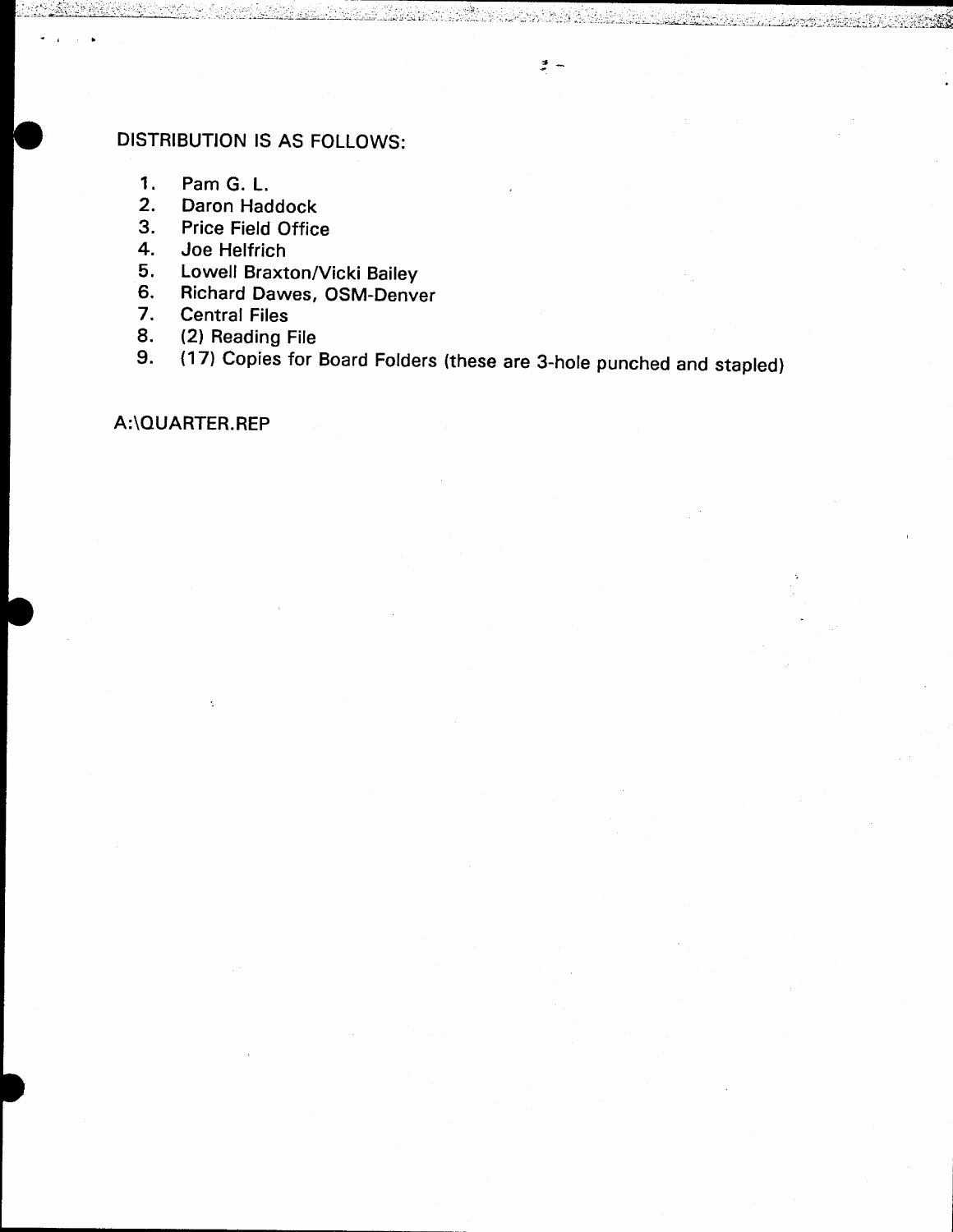DISTRIBUTION IS AS FOLLOWS:

1. Pam G. L.
2. Daron Haddock
3. Price Field Office
4. Joe Helfrich
5. Lowell Braxton/Vicki Bailey
6. Richard Dawes, OSM-Denver
7. Central Files
8. (2) Reading File
9. (17) Copies for Board Folders (these are 3-hole punched and stapled)

A:\QUARTER.REP